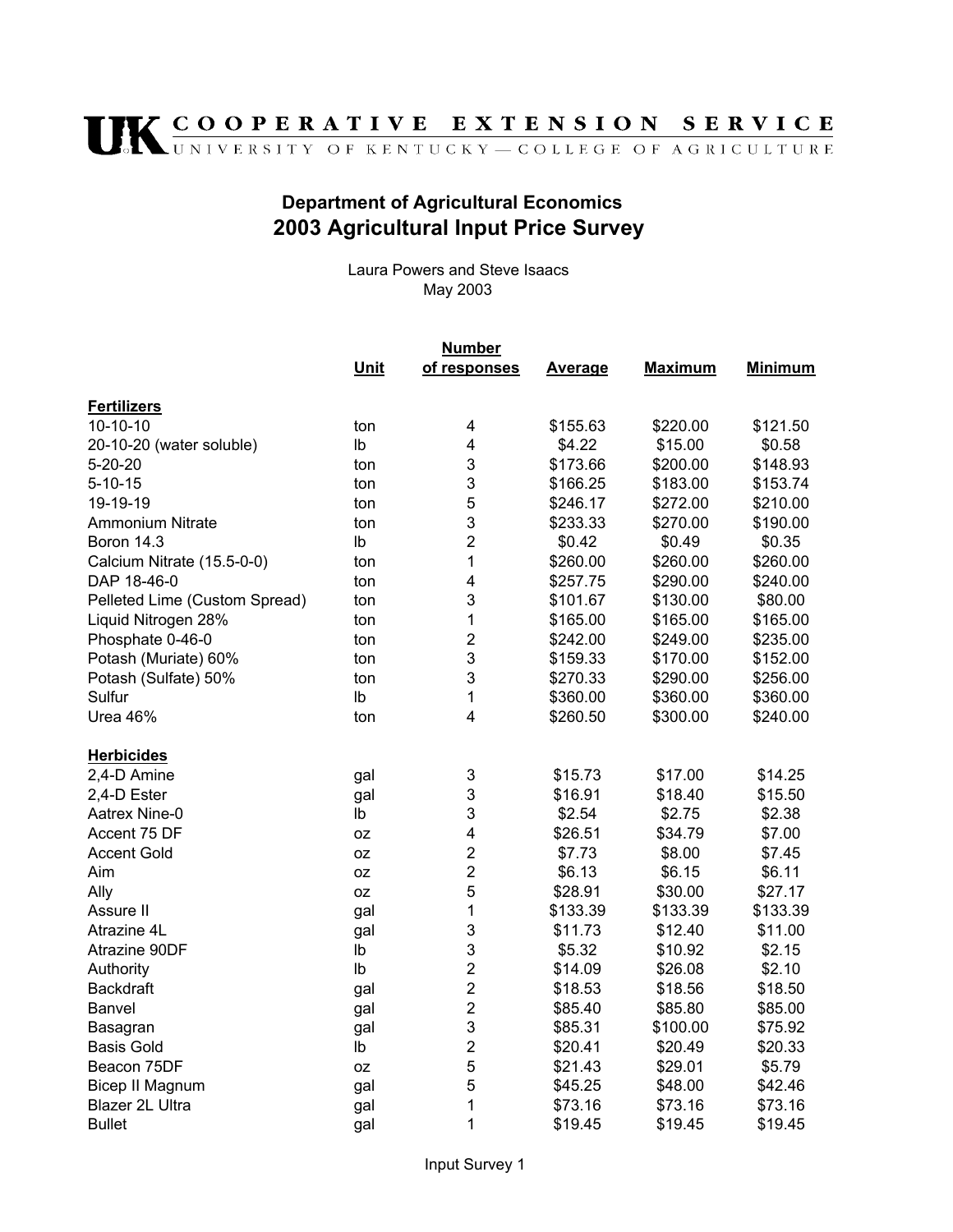UK COOPERATIVE EXTENSION SERVICE
UNIVERSITY OF KENTUCKY — COLLEGE OF AGRICULTURE

## Department of Agricultural Economics

# 2003 Agricultural Input Price Survey

Laura Powers and Steve Isaacs
May 2003

| | Unit | Number of responses | Average | Maximum | Minimum |
|---|---|---|---|---|---|
| **Fertilizers** | | | | | |
| 10-10-10 | ton | 4 | $155.63 | $220.00 | $121.50 |
| 20-10-20 (water soluble) | lb | 4 | $4.22 | $15.00 | $0.58 |
| 5-20-20 | ton | 3 | $173.66 | $200.00 | $148.93 |
| 5-10-15 | ton | 3 | $166.25 | $183.00 | $153.74 |
| 19-19-19 | ton | 5 | $246.17 | $272.00 | $210.00 |
| Ammonium Nitrate | ton | 3 | $233.33 | $270.00 | $190.00 |
| Boron 14.3 | lb | 2 | $0.42 | $0.49 | $0.35 |
| Calcium Nitrate (15.5-0-0) | ton | 1 | $260.00 | $260.00 | $260.00 |
| DAP 18-46-0 | ton | 4 | $257.75 | $290.00 | $240.00 |
| Pelleted Lime (Custom Spread) | ton | 3 | $101.67 | $130.00 | $80.00 |
| Liquid Nitrogen 28% | ton | 1 | $165.00 | $165.00 | $165.00 |
| Phosphate 0-46-0 | ton | 2 | $242.00 | $249.00 | $235.00 |
| Potash (Muriate) 60% | ton | 3 | $159.33 | $170.00 | $152.00 |
| Potash (Sulfate) 50% | ton | 3 | $270.33 | $290.00 | $256.00 |
| Sulfur | lb | 1 | $360.00 | $360.00 | $360.00 |
| Urea 46% | ton | 4 | $260.50 | $300.00 | $240.00 |
| **Herbicides** | | | | | |
| 2,4-D Amine | gal | 3 | $15.73 | $17.00 | $14.25 |
| 2,4-D Ester | gal | 3 | $16.91 | $18.40 | $15.50 |
| Aatrex Nine-0 | lb | 3 | $2.54 | $2.75 | $2.38 |
| Accent 75 DF | oz | 4 | $26.51 | $34.79 | $7.00 |
| Accent Gold | oz | 2 | $7.73 | $8.00 | $7.45 |
| Aim | oz | 2 | $6.13 | $6.15 | $6.11 |
| Ally | oz | 5 | $28.91 | $30.00 | $27.17 |
| Assure II | gal | 1 | $133.39 | $133.39 | $133.39 |
| Atrazine 4L | gal | 3 | $11.73 | $12.40 | $11.00 |
| Atrazine 90DF | lb | 3 | $5.32 | $10.92 | $2.15 |
| Authority | lb | 2 | $14.09 | $26.08 | $2.10 |
| Backdraft | gal | 2 | $18.53 | $18.56 | $18.50 |
| Banvel | gal | 2 | $85.40 | $85.80 | $85.00 |
| Basagran | gal | 3 | $85.31 | $100.00 | $75.92 |
| Basis Gold | lb | 2 | $20.41 | $20.49 | $20.33 |
| Beacon 75DF | oz | 5 | $21.43 | $29.01 | $5.79 |
| Bicep II Magnum | gal | 5 | $45.25 | $48.00 | $42.46 |
| Blazer 2L Ultra | gal | 1 | $73.16 | $73.16 | $73.16 |
| Bullet | gal | 1 | $19.45 | $19.45 | $19.45 |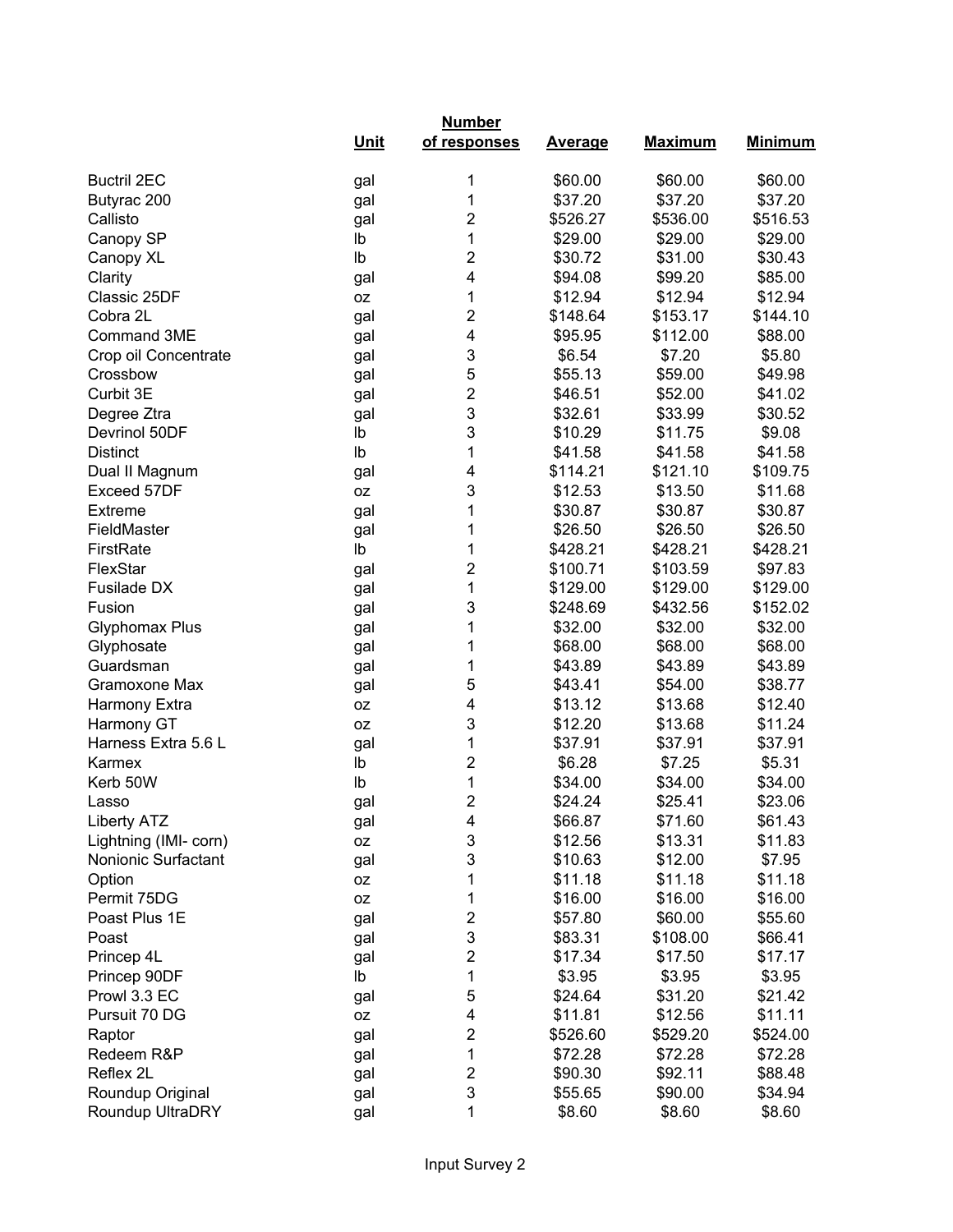| | Unit | Number of responses | Average | Maximum | Minimum |
|---|---|---|---|---|---|
| Buctril 2EC | gal | 1 | $60.00 | $60.00 | $60.00 |
| Butyrac 200 | gal | 1 | $37.20 | $37.20 | $37.20 |
| Callisto | gal | 2 | $526.27 | $536.00 | $516.53 |
| Canopy SP | lb | 1 | $29.00 | $29.00 | $29.00 |
| Canopy XL | lb | 2 | $30.72 | $31.00 | $30.43 |
| Clarity | gal | 4 | $94.08 | $99.20 | $85.00 |
| Classic 25DF | oz | 1 | $12.94 | $12.94 | $12.94 |
| Cobra 2L | gal | 2 | $148.64 | $153.17 | $144.10 |
| Command 3ME | gal | 4 | $95.95 | $112.00 | $88.00 |
| Crop oil Concentrate | gal | 3 | $6.54 | $7.20 | $5.80 |
| Crossbow | gal | 5 | $55.13 | $59.00 | $49.98 |
| Curbit 3E | gal | 2 | $46.51 | $52.00 | $41.02 |
| Degree Ztra | gal | 3 | $32.61 | $33.99 | $30.52 |
| Devrinol 50DF | lb | 3 | $10.29 | $11.75 | $9.08 |
| Distinct | lb | 1 | $41.58 | $41.58 | $41.58 |
| Dual II Magnum | gal | 4 | $114.21 | $121.10 | $109.75 |
| Exceed 57DF | oz | 3 | $12.53 | $13.50 | $11.68 |
| Extreme | gal | 1 | $30.87 | $30.87 | $30.87 |
| FieldMaster | gal | 1 | $26.50 | $26.50 | $26.50 |
| FirstRate | lb | 1 | $428.21 | $428.21 | $428.21 |
| FlexStar | gal | 2 | $100.71 | $103.59 | $97.83 |
| Fusilade DX | gal | 1 | $129.00 | $129.00 | $129.00 |
| Fusion | gal | 3 | $248.69 | $432.56 | $152.02 |
| Glyphomax Plus | gal | 1 | $32.00 | $32.00 | $32.00 |
| Glyphosate | gal | 1 | $68.00 | $68.00 | $68.00 |
| Guardsman | gal | 1 | $43.89 | $43.89 | $43.89 |
| Gramoxone Max | gal | 5 | $43.41 | $54.00 | $38.77 |
| Harmony Extra | oz | 4 | $13.12 | $13.68 | $12.40 |
| Harmony GT | oz | 3 | $12.20 | $13.68 | $11.24 |
| Harness Extra 5.6 L | gal | 1 | $37.91 | $37.91 | $37.91 |
| Karmex | lb | 2 | $6.28 | $7.25 | $5.31 |
| Kerb 50W | lb | 1 | $34.00 | $34.00 | $34.00 |
| Lasso | gal | 2 | $24.24 | $25.41 | $23.06 |
| Liberty ATZ | gal | 4 | $66.87 | $71.60 | $61.43 |
| Lightning (IMI- corn) | oz | 3 | $12.56 | $13.31 | $11.83 |
| Nonionic Surfactant | gal | 3 | $10.63 | $12.00 | $7.95 |
| Option | oz | 1 | $11.18 | $11.18 | $11.18 |
| Permit 75DG | oz | 1 | $16.00 | $16.00 | $16.00 |
| Poast Plus 1E | gal | 2 | $57.80 | $60.00 | $55.60 |
| Poast | gal | 3 | $83.31 | $108.00 | $66.41 |
| Princep 4L | gal | 2 | $17.34 | $17.50 | $17.17 |
| Princep 90DF | lb | 1 | $3.95 | $3.95 | $3.95 |
| Prowl 3.3 EC | gal | 5 | $24.64 | $31.20 | $21.42 |
| Pursuit 70 DG | oz | 4 | $11.81 | $12.56 | $11.11 |
| Raptor | gal | 2 | $526.60 | $529.20 | $524.00 |
| Redeem R&P | gal | 1 | $72.28 | $72.28 | $72.28 |
| Reflex 2L | gal | 2 | $90.30 | $92.11 | $88.48 |
| Roundup Original | gal | 3 | $55.65 | $90.00 | $34.94 |
| Roundup UltraDRY | gal | 1 | $8.60 | $8.60 | $8.60 |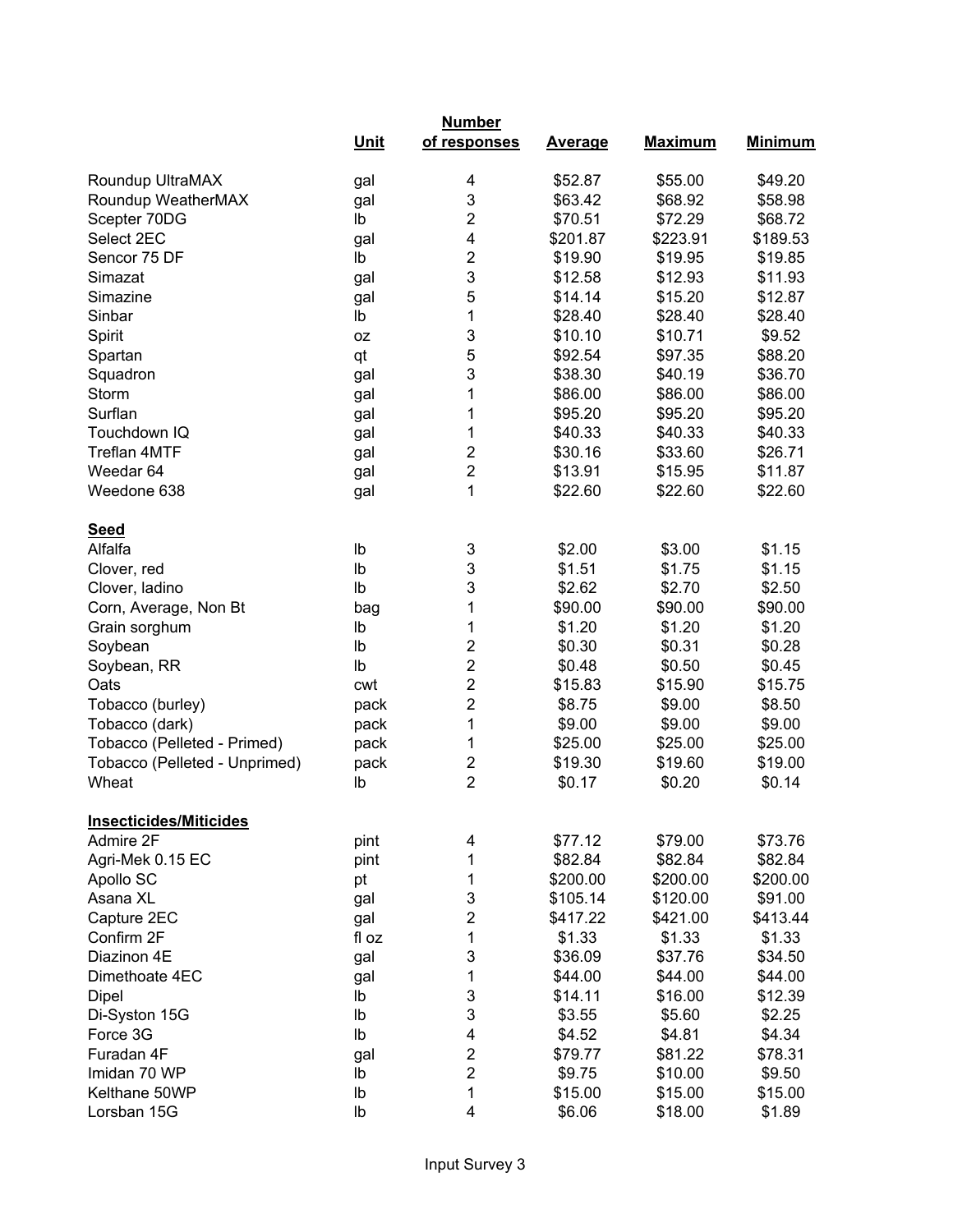| | Unit | Number of responses | Average | Maximum | Minimum |
|---|---|---|---|---|---|
| Roundup UltraMAX | gal | 4 | $52.87 | $55.00 | $49.20 |
| Roundup WeatherMAX | gal | 3 | $63.42 | $68.92 | $58.98 |
| Scepter 70DG | lb | 2 | $70.51 | $72.29 | $68.72 |
| Select 2EC | gal | 4 | $201.87 | $223.91 | $189.53 |
| Sencor 75 DF | lb | 2 | $19.90 | $19.95 | $19.85 |
| Simazat | gal | 3 | $12.58 | $12.93 | $11.93 |
| Simazine | gal | 5 | $14.14 | $15.20 | $12.87 |
| Sinbar | lb | 1 | $28.40 | $28.40 | $28.40 |
| Spirit | oz | 3 | $10.10 | $10.71 | $9.52 |
| Spartan | qt | 5 | $92.54 | $97.35 | $88.20 |
| Squadron | gal | 3 | $38.30 | $40.19 | $36.70 |
| Storm | gal | 1 | $86.00 | $86.00 | $86.00 |
| Surflan | gal | 1 | $95.20 | $95.20 | $95.20 |
| Touchdown IQ | gal | 1 | $40.33 | $40.33 | $40.33 |
| Treflan 4MTF | gal | 2 | $30.16 | $33.60 | $26.71 |
| Weedar 64 | gal | 2 | $13.91 | $15.95 | $11.87 |
| Weedone 638 | gal | 1 | $22.60 | $22.60 | $22.60 |
| **Seed** | | | | | |
| Alfalfa | lb | 3 | $2.00 | $3.00 | $1.15 |
| Clover, red | lb | 3 | $1.51 | $1.75 | $1.15 |
| Clover, ladino | lb | 3 | $2.62 | $2.70 | $2.50 |
| Corn, Average, Non Bt | bag | 1 | $90.00 | $90.00 | $90.00 |
| Grain sorghum | lb | 1 | $1.20 | $1.20 | $1.20 |
| Soybean | lb | 2 | $0.30 | $0.31 | $0.28 |
| Soybean, RR | lb | 2 | $0.48 | $0.50 | $0.45 |
| Oats | cwt | 2 | $15.83 | $15.90 | $15.75 |
| Tobacco (burley) | pack | 2 | $8.75 | $9.00 | $8.50 |
| Tobacco (dark) | pack | 1 | $9.00 | $9.00 | $9.00 |
| Tobacco (Pelleted - Primed) | pack | 1 | $25.00 | $25.00 | $25.00 |
| Tobacco (Pelleted - Unprimed) | pack | 2 | $19.30 | $19.60 | $19.00 |
| Wheat | lb | 2 | $0.17 | $0.20 | $0.14 |
| **Insecticides/Miticides** | | | | | |
| Admire 2F | pint | 4 | $77.12 | $79.00 | $73.76 |
| Agri-Mek 0.15 EC | pint | 1 | $82.84 | $82.84 | $82.84 |
| Apollo SC | pt | 1 | $200.00 | $200.00 | $200.00 |
| Asana XL | gal | 3 | $105.14 | $120.00 | $91.00 |
| Capture 2EC | gal | 2 | $417.22 | $421.00 | $413.44 |
| Confirm 2F | fl oz | 1 | $1.33 | $1.33 | $1.33 |
| Diazinon 4E | gal | 3 | $36.09 | $37.76 | $34.50 |
| Dimethoate 4EC | gal | 1 | $44.00 | $44.00 | $44.00 |
| Dipel | lb | 3 | $14.11 | $16.00 | $12.39 |
| Di-Syston 15G | lb | 3 | $3.55 | $5.60 | $2.25 |
| Force 3G | lb | 4 | $4.52 | $4.81 | $4.34 |
| Furadan 4F | gal | 2 | $79.77 | $81.22 | $78.31 |
| Imidan 70 WP | lb | 2 | $9.75 | $10.00 | $9.50 |
| Kelthane 50WP | lb | 1 | $15.00 | $15.00 | $15.00 |
| Lorsban 15G | lb | 4 | $6.06 | $18.00 | $1.89 |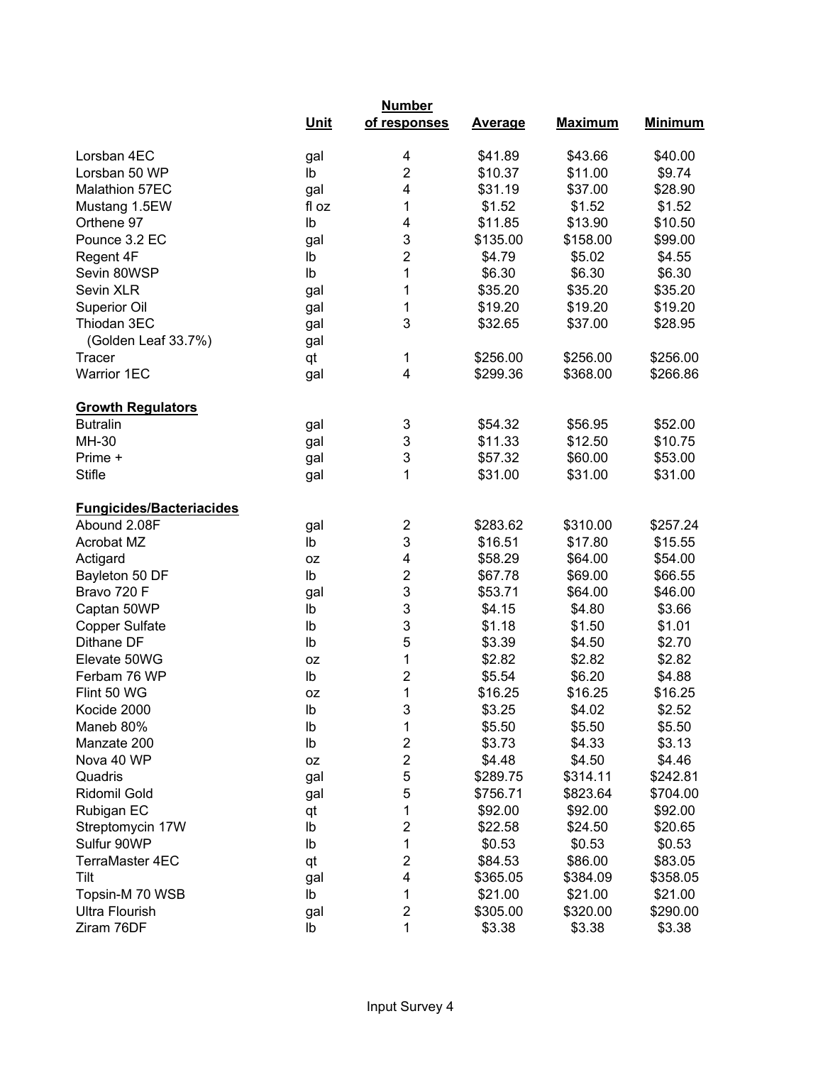| | Unit | Number of responses | Average | Maximum | Minimum |
|---|---|---|---|---|---|
| Lorsban 4EC | gal | 4 | $41.89 | $43.66 | $40.00 |
| Lorsban 50 WP | lb | 2 | $10.37 | $11.00 | $9.74 |
| Malathion 57EC | gal | 4 | $31.19 | $37.00 | $28.90 |
| Mustang 1.5EW | fl oz | 1 | $1.52 | $1.52 | $1.52 |
| Orthene 97 | lb | 4 | $11.85 | $13.90 | $10.50 |
| Pounce 3.2 EC | gal | 3 | $135.00 | $158.00 | $99.00 |
| Regent 4F | lb | 2 | $4.79 | $5.02 | $4.55 |
| Sevin 80WSP | lb | 1 | $6.30 | $6.30 | $6.30 |
| Sevin XLR | gal | 1 | $35.20 | $35.20 | $35.20 |
| Superior Oil | gal | 1 | $19.20 | $19.20 | $19.20 |
| Thiodan 3EC | gal | 3 | $32.65 | $37.00 | $28.95 |
| (Golden Leaf 33.7%) | gal | | | | |
| Tracer | qt | 1 | $256.00 | $256.00 | $256.00 |
| Warrior 1EC | gal | 4 | $299.36 | $368.00 | $266.86 |
| **Growth Regulators** | | | | | |
| Butralin | gal | 3 | $54.32 | $56.95 | $52.00 |
| MH-30 | gal | 3 | $11.33 | $12.50 | $10.75 |
| Prime + | gal | 3 | $57.32 | $60.00 | $53.00 |
| Stifle | gal | 1 | $31.00 | $31.00 | $31.00 |
| **Fungicides/Bacteriacides** | | | | | |
| Abound 2.08F | gal | 2 | $283.62 | $310.00 | $257.24 |
| Acrobat MZ | lb | 3 | $16.51 | $17.80 | $15.55 |
| Actigard | oz | 4 | $58.29 | $64.00 | $54.00 |
| Bayleton 50 DF | lb | 2 | $67.78 | $69.00 | $66.55 |
| Bravo 720 F | gal | 3 | $53.71 | $64.00 | $46.00 |
| Captan 50WP | lb | 3 | $4.15 | $4.80 | $3.66 |
| Copper Sulfate | lb | 3 | $1.18 | $1.50 | $1.01 |
| Dithane DF | lb | 5 | $3.39 | $4.50 | $2.70 |
| Elevate 50WG | oz | 1 | $2.82 | $2.82 | $2.82 |
| Ferbam 76 WP | lb | 2 | $5.54 | $6.20 | $4.88 |
| Flint 50 WG | oz | 1 | $16.25 | $16.25 | $16.25 |
| Kocide 2000 | lb | 3 | $3.25 | $4.02 | $2.52 |
| Maneb 80% | lb | 1 | $5.50 | $5.50 | $5.50 |
| Manzate 200 | lb | 2 | $3.73 | $4.33 | $3.13 |
| Nova 40 WP | oz | 2 | $4.48 | $4.50 | $4.46 |
| Quadris | gal | 5 | $289.75 | $314.11 | $242.81 |
| Ridomil Gold | gal | 5 | $756.71 | $823.64 | $704.00 |
| Rubigan EC | qt | 1 | $92.00 | $92.00 | $92.00 |
| Streptomycin 17W | lb | 2 | $22.58 | $24.50 | $20.65 |
| Sulfur 90WP | lb | 1 | $0.53 | $0.53 | $0.53 |
| TerraMaster 4EC | qt | 2 | $84.53 | $86.00 | $83.05 |
| Tilt | gal | 4 | $365.05 | $384.09 | $358.05 |
| Topsin-M 70 WSB | lb | 1 | $21.00 | $21.00 | $21.00 |
| Ultra Flourish | gal | 2 | $305.00 | $320.00 | $290.00 |
| Ziram 76DF | lb | 1 | $3.38 | $3.38 | $3.38 |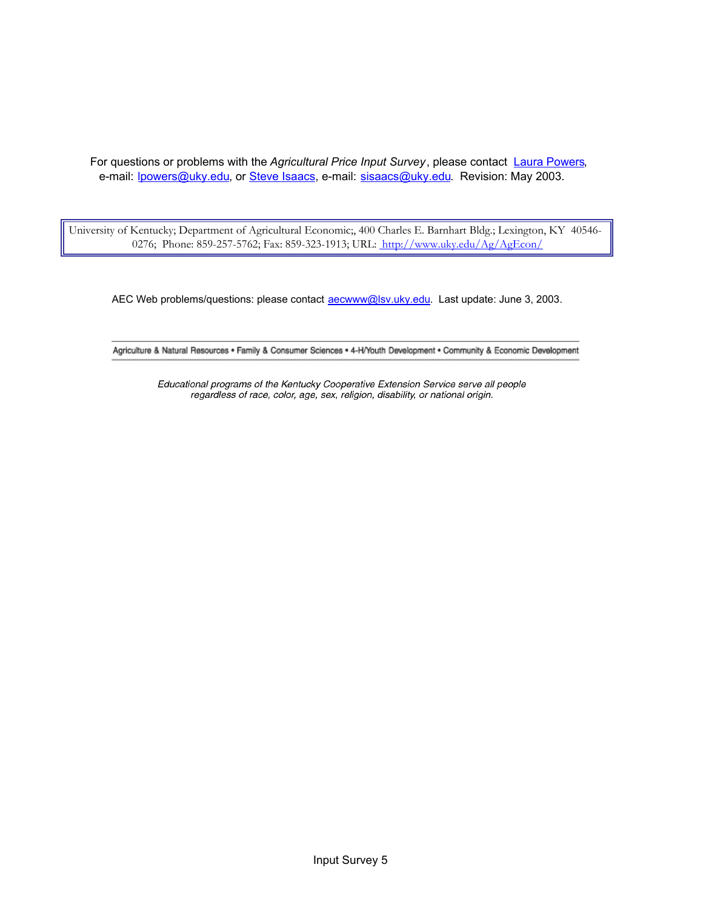For questions or problems with the *Agricultural Price Input Survey*, please contact Laura Powers, e-mail: lpowers@uky.edu, or Steve Isaacs, e-mail: sisaacs@uky.edu. Revision: May 2003.

| |
|---|
| University of Kentucky; Department of Agricultural Economic;, 400 Charles E. Barnhart Bldg.; Lexington, KY 40546-0276; Phone: 859-257-5762; Fax: 859-323-1913; URL: http://www.uky.edu/Ag/AgEcon/ |

AEC Web problems/questions: please contact aecwww@lsv.uky.edu. Last update: June 3, 2003.

---

Agriculture & Natural Resources • Family & Consumer Sciences • 4-H/Youth Development • Community & Economic Development

---

*Educational programs of the Kentucky Cooperative Extension Service serve all people regardless of race, color, age, sex, religion, disability, or national origin.*